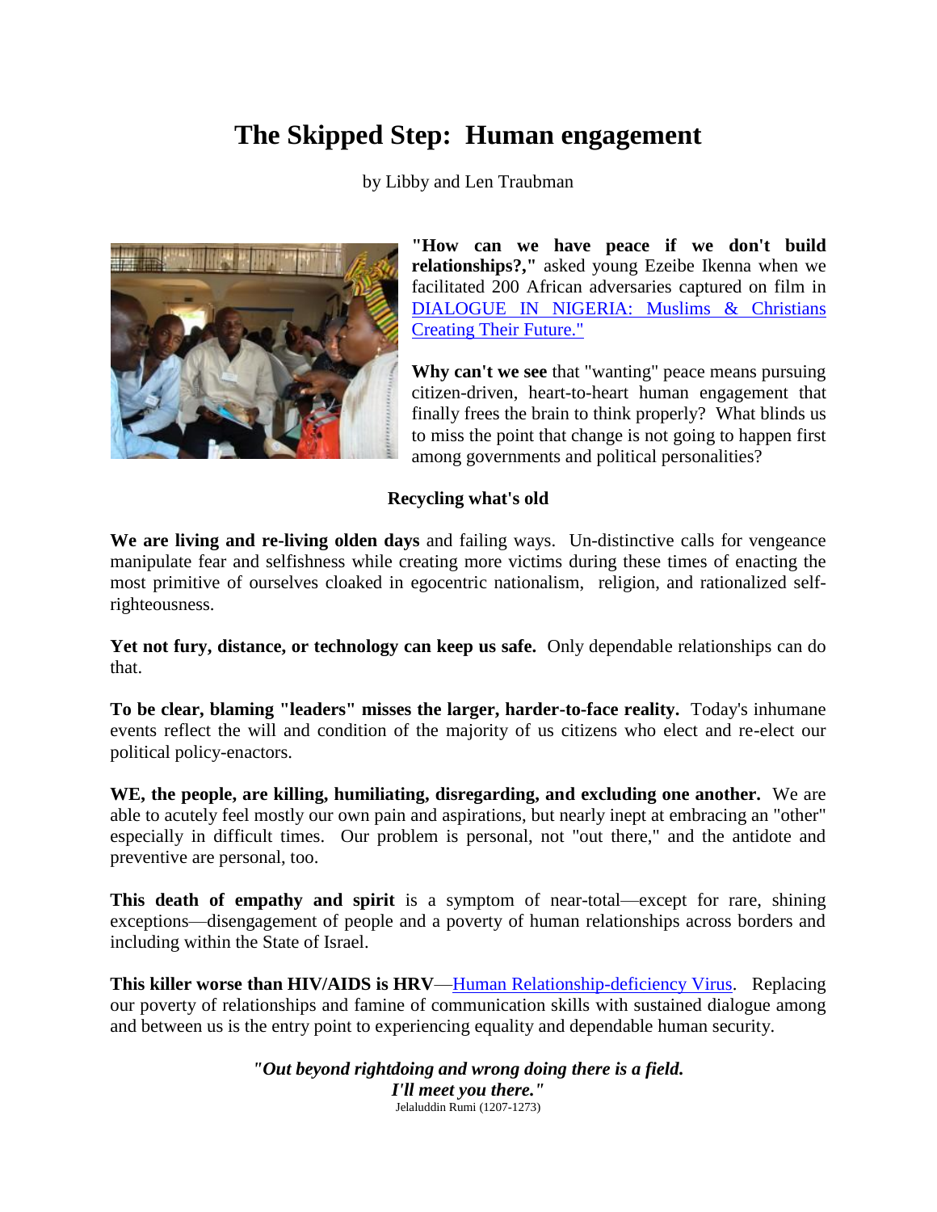# The Skipped Step: Human engagement

by Libby and Len Traubman

**"How can we have peace if we don't build relationships?,"** asked young Ezeibe Ikenna when we facilitated 200 African adversaries captured on film in [DIALOGUE IN NIGERIA: Muslims & Christians Creating Their Future."]

**Why can't we see** that "wanting" peace means pursuing citizen-driven, heart-to-heart human engagement that finally frees the brain to think properly? What blinds us to miss the point that change is not going to happen first among governments and political personalities?

**Recycling what's old**

**We are living and re-living olden days** and failing ways. Un-distinctive calls for vengeance manipulate fear and selfishness while creating more victims during these times of enacting the most primitive of ourselves cloaked in egocentric nationalism, religion, and rationalized self-righteousness.

**Yet not fury, distance, or technology can keep us safe.** Only dependable relationships can do that.

**To be clear, blaming "leaders" misses the larger, harder-to-face reality.** Today's inhumane events reflect the will and condition of the majority of us citizens who elect and re-elect our political policy-enactors.

**WE, the people, are killing, humiliating, disregarding, and excluding one another.** We are able to acutely feel mostly our own pain and aspirations, but nearly inept at embracing an "other" especially in difficult times. Our problem is personal, not "out there," and the antidote and preventive are personal, too.

**This death of empathy and spirit** is a symptom of near-total—except for rare, shining exceptions—disengagement of people and a poverty of human relationships across borders and including within the State of Israel.

**This killer worse than HIV/AIDS is HRV**—Human Relationship-deficiency Virus. Replacing our poverty of relationships and famine of communication skills with sustained dialogue among and between us is the entry point to experiencing equality and dependable human security.

***"Out beyond rightdoing and wrong doing there is a field.***
***I'll meet you there."***
Jelaluddin Rumi (1207-1273)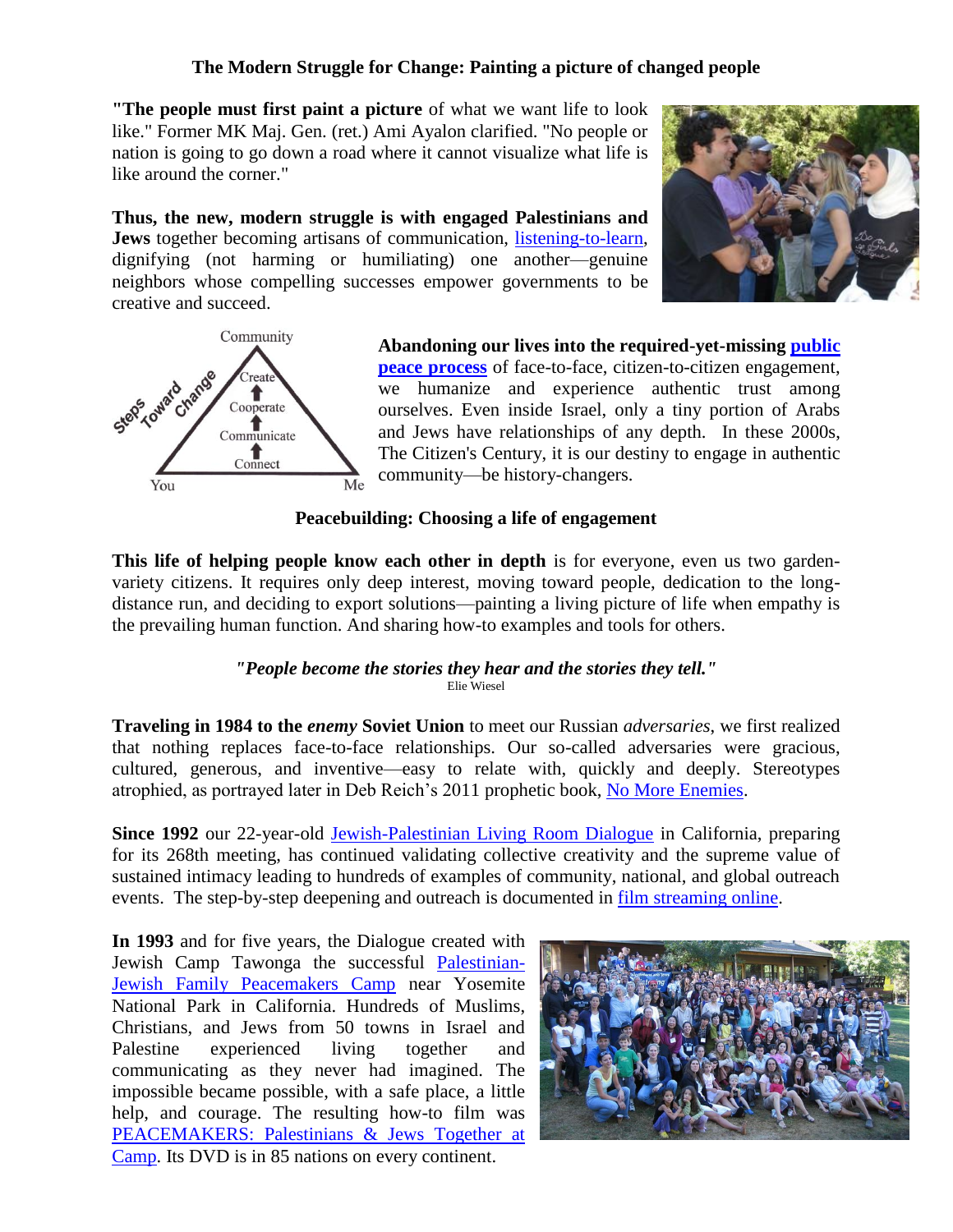## The Modern Struggle for Change: Painting a picture of changed people

**"The people must first paint a picture** of what we want life to look like." Former MK Maj. Gen. (ret.) Ami Ayalon clarified. "No people or nation is going to go down a road where it cannot visualize what life is like around the corner."

**Thus, the new, modern struggle is with engaged Palestinians and Jews** together becoming artisans of communication, listening-to-learn, dignifying (not harming or humiliating) one another—genuine neighbors whose compelling successes empower governments to be creative and succeed.

Community
Create
Cooperate
Communicate
Connect
Steps Toward Change
You Me

**Abandoning our lives into the required-yet-missing public peace process** of face-to-face, citizen-to-citizen engagement, we humanize and experience authentic trust among ourselves. Even inside Israel, only a tiny portion of Arabs and Jews have relationships of any depth. In these 2000s, The Citizen's Century, it is our destiny to engage in authentic community—be history-changers.

## Peacebuilding: Choosing a life of engagement

**This life of helping people know each other in depth** is for everyone, even us two garden-variety citizens. It requires only deep interest, moving toward people, dedication to the long-distance run, and deciding to export solutions—painting a living picture of life when empathy is the prevailing human function. And sharing how-to examples and tools for others.

***"People become the stories they hear and the stories they tell."***
Elie Wiesel

**Traveling in 1984 to the *enemy* Soviet Union** to meet our Russian *adversaries*, we first realized that nothing replaces face-to-face relationships. Our so-called adversaries were gracious, cultured, generous, and inventive—easy to relate with, quickly and deeply. Stereotypes atrophied, as portrayed later in Deb Reich's 2011 prophetic book, No More Enemies.

**Since 1992** our 22-year-old Jewish-Palestinian Living Room Dialogue in California, preparing for its 268th meeting, has continued validating collective creativity and the supreme value of sustained intimacy leading to hundreds of examples of community, national, and global outreach events. The step-by-step deepening and outreach is documented in film streaming online.

**In 1993** and for five years, the Dialogue created with Jewish Camp Tawonga the successful Palestinian-Jewish Family Peacemakers Camp near Yosemite National Park in California. Hundreds of Muslims, Christians, and Jews from 50 towns in Israel and Palestine experienced living together and communicating as they never had imagined. The impossible became possible, with a safe place, a little help, and courage. The resulting how-to film was PEACEMAKERS: Palestinians & Jews Together at Camp. Its DVD is in 85 nations on every continent.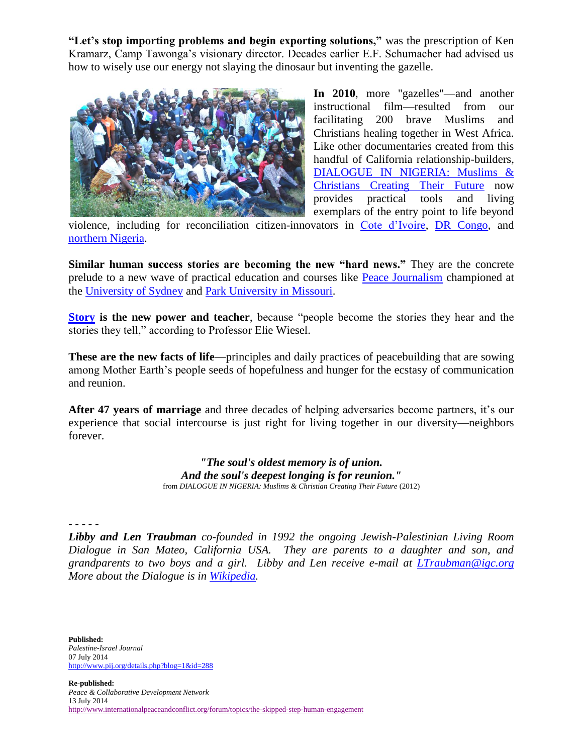**"Let's stop importing problems and begin exporting solutions,"** was the prescription of Ken Kramarz, Camp Tawonga's visionary director. Decades earlier E.F. Schumacher had advised us how to wisely use our energy not slaying the dinosaur but inventing the gazelle.

**In 2010**, more "gazelles"—and another instructional film—resulted from our facilitating 200 brave Muslims and Christians healing together in West Africa. Like other documentaries created from this handful of California relationship-builders, DIALOGUE IN NIGERIA: Muslims & Christians Creating Their Future now provides practical tools and living exemplars of the entry point to life beyond violence, including for reconciliation citizen-innovators in Cote d'Ivoire, DR Congo, and northern Nigeria.

**Similar human success stories are becoming the new "hard news."** They are the concrete prelude to a new wave of practical education and courses like Peace Journalism championed at the University of Sydney and Park University in Missouri.

**Story is the new power and teacher**, because "people become the stories they hear and the stories they tell," according to Professor Elie Wiesel.

**These are the new facts of life**—principles and daily practices of peacebuilding that are sowing among Mother Earth's people seeds of hopefulness and hunger for the ecstasy of communication and reunion.

**After 47 years of marriage** and three decades of helping adversaries become partners, it's our experience that social intercourse is just right for living together in our diversity—neighbors forever.

***"The soul's oldest memory is of union.***
***And the soul's deepest longing is for reunion."***
from *DIALOGUE IN NIGERIA: Muslims & Christian Creating Their Future* (2012)

- - - - -

***Libby and Len Traubman** co-founded in 1992 the ongoing Jewish-Palestinian Living Room Dialogue in San Mateo, California USA. They are parents to a daughter and son, and grandparents to two boys and a girl. Libby and Len receive e-mail at LTraubman@igc.org More about the Dialogue is in Wikipedia.*

**Published:**
*Palestine-Israel Journal*
07 July 2014
http://www.pij.org/details.php?blog=1&id=288

**Re-published:**
*Peace & Collaborative Development Network*
13 July 2014
http://www.internationalpeaceandconflict.org/forum/topics/the-skipped-step-human-engagement